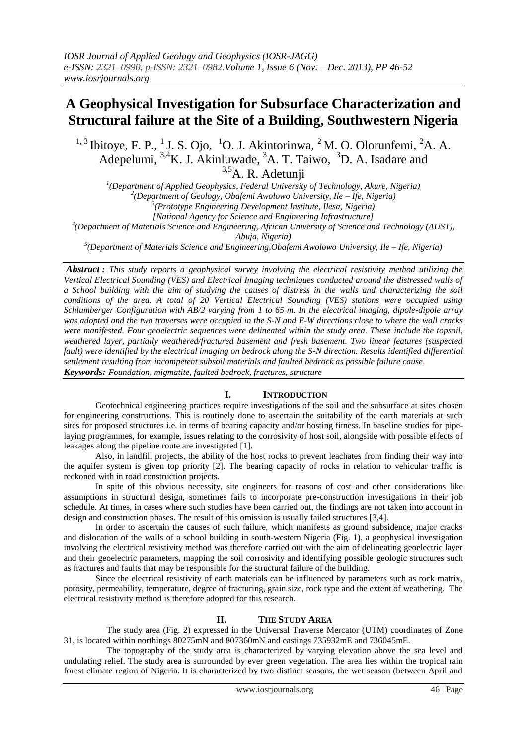# A Geophysical Investigation for Subsurface Characterization and Structural failure at the Site of a Building, Southwestern Nigeria

[1,3] Ibitoye, F. P., [1] J. S. Ojo, [1] O. J. Akintorinwa, [2] M. O. Olorunfemi, [2] A. A. Adepelumi, [3,4] K. J. Akinluwade, [3] A. T. Taiwo, [3] D. A. Isadare and [3,5] A. R. Adetunji

*[1](Department of Applied Geophysics, Federal University of Technology, Akure, Nigeria)*
*[2](Department of Geology, Obafemi Awolowo University, Ile – Ife, Nigeria)*
*[3](Prototype Engineering Development Institute, Ilesa, Nigeria)*
*[National Agency for Science and Engineering Infrastructure]*
*[4](Department of Materials Science and Engineering, African University of Science and Technology (AUST), Abuja, Nigeria)*
*[5](Department of Materials Science and Engineering, Obafemi Awolowo University, Ile – Ife, Nigeria)*

***Abstract :*** *This study reports a geophysical survey involving the electrical resistivity method utilizing the Vertical Electrical Sounding (VES) and Electrical Imaging techniques conducted around the distressed walls of a School building with the aim of studying the causes of distress in the walls and characterizing the soil conditions of the area. A total of 20 Vertical Electrical Sounding (VES) stations were occupied using Schlumberger Configuration with AB/2 varying from 1 to 65 m. In the electrical imaging, dipole-dipole array was adopted and the two traverses were occupied in the S-N and E-W directions close to where the wall cracks were manifested. Four geoelectric sequences were delineated within the study area. These include the topsoil, weathered layer, partially weathered/fractured basement and fresh basement. Two linear features (suspected fault) were identified by the electrical imaging on bedrock along the S-N direction. Results identified differential settlement resulting from incompetent subsoil materials and faulted bedrock as possible failure cause.*

***Keywords:*** *Foundation, migmatite, faulted bedrock, fractures, structure*

## I. INTRODUCTION

Geotechnical engineering practices require investigations of the soil and the subsurface at sites chosen for engineering constructions. This is routinely done to ascertain the suitability of the earth materials at such sites for proposed structures i.e. in terms of bearing capacity and/or hosting fitness. In baseline studies for pipe-laying programmes, for example, issues relating to the corrosivity of host soil, alongside with possible effects of leakages along the pipeline route are investigated [1].

Also, in landfill projects, the ability of the host rocks to prevent leachates from finding their way into the aquifer system is given top priority [2]. The bearing capacity of rocks in relation to vehicular traffic is reckoned with in road construction projects.

In spite of this obvious necessity, site engineers for reasons of cost and other considerations like assumptions in structural design, sometimes fails to incorporate pre-construction investigations in their job schedule. At times, in cases where such studies have been carried out, the findings are not taken into account in design and construction phases. The result of this omission is usually failed structures [3,4].

In order to ascertain the causes of such failure, which manifests as ground subsidence, major cracks and dislocation of the walls of a school building in south-western Nigeria (Fig. 1), a geophysical investigation involving the electrical resistivity method was therefore carried out with the aim of delineating geoelectric layer and their geoelectric parameters, mapping the soil corrosivity and identifying possible geologic structures such as fractures and faults that may be responsible for the structural failure of the building.

Since the electrical resistivity of earth materials can be influenced by parameters such as rock matrix, porosity, permeability, temperature, degree of fracturing, grain size, rock type and the extent of weathering. The electrical resistivity method is therefore adopted for this research.

## II. THE STUDY AREA

The study area (Fig. 2) expressed in the Universal Traverse Mercator (UTM) coordinates of Zone 31, is located within northings 80275mN and 807360mN and eastings 735932mE and 736045mE.

The topography of the study area is characterized by varying elevation above the sea level and undulating relief. The study area is surrounded by ever green vegetation. The area lies within the tropical rain forest climate region of Nigeria. It is characterized by two distinct seasons, the wet season (between April and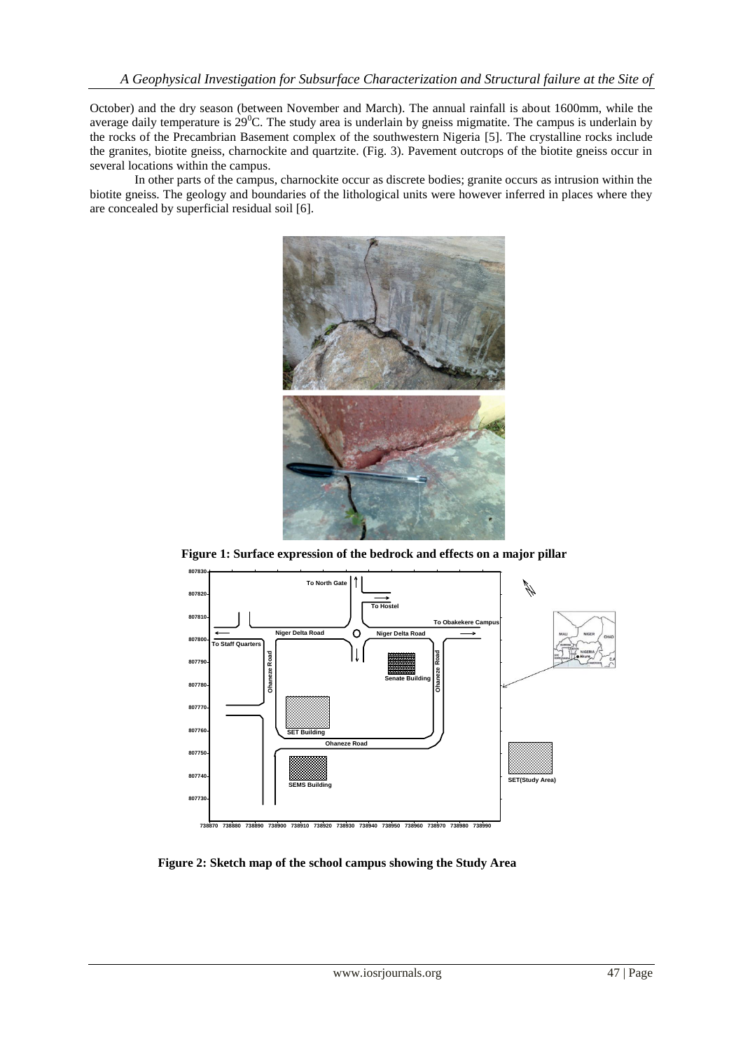October) and the dry season (between November and March). The annual rainfall is about 1600mm, while the average daily temperature is $29^0$C. The study area is underlain by gneiss migmatite. The campus is underlain by the rocks of the Precambrian Basement complex of the southwestern Nigeria [5]. The crystalline rocks include the granites, biotite gneiss, charnockite and quartzite. (Fig. 3). Pavement outcrops of the biotite gneiss occur in several locations within the campus.

In other parts of the campus, charnockite occur as discrete bodies; granite occurs as intrusion within the biotite gneiss. The geology and boundaries of the lithological units were however inferred in places where they are concealed by superficial residual soil [6].

**Figure 1: Surface expression of the bedrock and effects on a major pillar**

**Figure 2: Sketch map of the school campus showing the Study Area**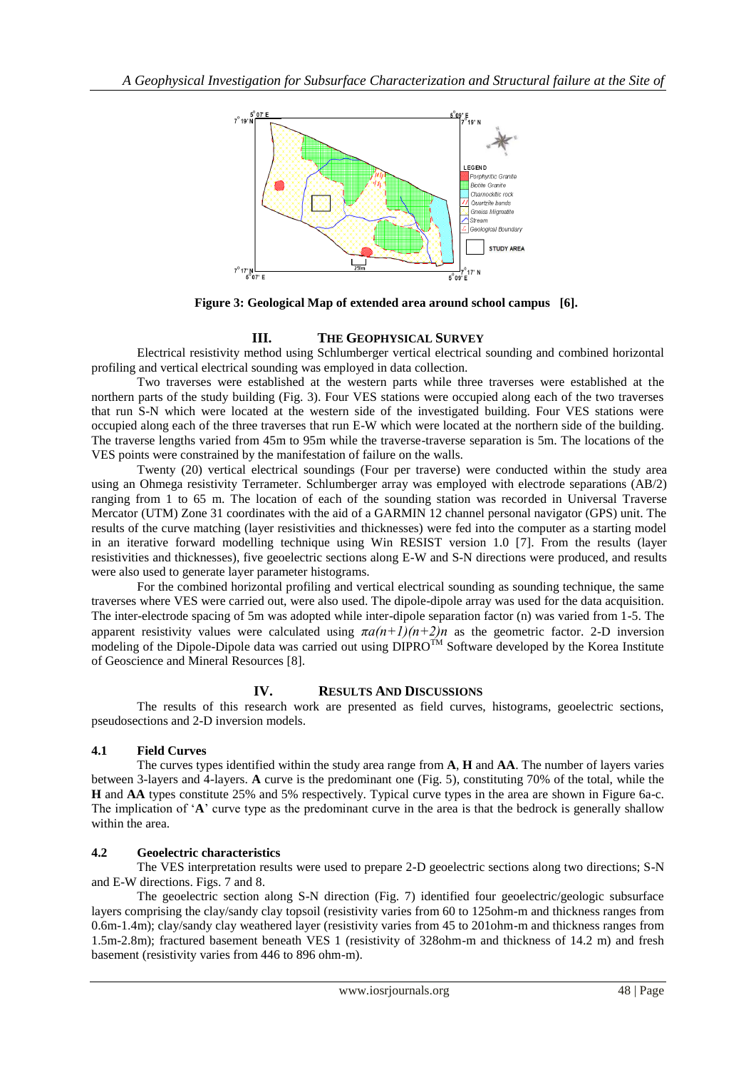Figure 3: Geological Map of extended area around school campus [6].

## III. THE GEOPHYSICAL SURVEY

Electrical resistivity method using Schlumberger vertical electrical sounding and combined horizontal profiling and vertical electrical sounding was employed in data collection.

Two traverses were established at the western parts while three traverses were established at the northern parts of the study building (Fig. 3). Four VES stations were occupied along each of the two traverses that run S-N which were located at the western side of the investigated building. Four VES stations were occupied along each of the three traverses that run E-W which were located at the northern side of the building. The traverse lengths varied from 45m to 95m while the traverse-traverse separation is 5m. The locations of the VES points were constrained by the manifestation of failure on the walls.

Twenty (20) vertical electrical soundings (Four per traverse) were conducted within the study area using an Ohmega resistivity Terrameter. Schlumberger array was employed with electrode separations (AB/2) ranging from 1 to 65 m. The location of each of the sounding station was recorded in Universal Traverse Mercator (UTM) Zone 31 coordinates with the aid of a GARMIN 12 channel personal navigator (GPS) unit. The results of the curve matching (layer resistivities and thicknesses) were fed into the computer as a starting model in an iterative forward modelling technique using Win RESIST version 1.0 [7]. From the results (layer resistivities and thicknesses), five geoelectric sections along E-W and S-N directions were produced, and results were also used to generate layer parameter histograms.

For the combined horizontal profiling and vertical electrical sounding as sounding technique, the same traverses where VES were carried out, were also used. The dipole-dipole array was used for the data acquisition. The inter-electrode spacing of 5m was adopted while inter-dipole separation factor (n) was varied from 1-5. The apparent resistivity values were calculated using $\pi a(n+1)(n+2)n$ as the geometric factor. 2-D inversion modeling of the Dipole-Dipole data was carried out using DIPRO™ Software developed by the Korea Institute of Geoscience and Mineral Resources [8].

## IV. RESULTS AND DISCUSSIONS

The results of this research work are presented as field curves, histograms, geoelectric sections, pseudosections and 2-D inversion models.

### 4.1 Field Curves

The curves types identified within the study area range from **A**, **H** and **AA**. The number of layers varies between 3-layers and 4-layers. **A** curve is the predominant one (Fig. 5), constituting 70% of the total, while the **H** and **AA** types constitute 25% and 5% respectively. Typical curve types in the area are shown in Figure 6a-c. The implication of '**A**' curve type as the predominant curve in the area is that the bedrock is generally shallow within the area.

### 4.2 Geoelectric characteristics

The VES interpretation results were used to prepare 2-D geoelectric sections along two directions; S-N and E-W directions. Figs. 7 and 8.

The geoelectric section along S-N direction (Fig. 7) identified four geoelectric/geologic subsurface layers comprising the clay/sandy clay topsoil (resistivity varies from 60 to 125ohm-m and thickness ranges from 0.6m-1.4m); clay/sandy clay weathered layer (resistivity varies from 45 to 201ohm-m and thickness ranges from 1.5m-2.8m); fractured basement beneath VES 1 (resistivity of 328ohm-m and thickness of 14.2 m) and fresh basement (resistivity varies from 446 to 896 ohm-m).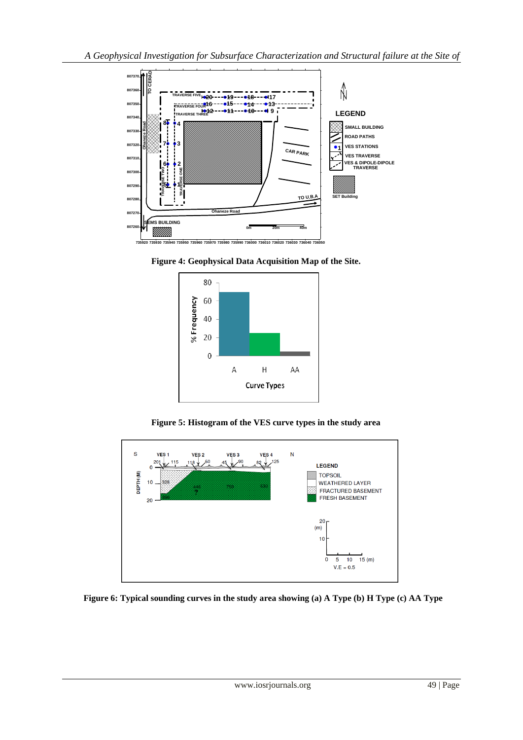**Figure 4: Geophysical Data Acquisition Map of the Site.**

**Figure 5: Histogram of the VES curve types in the study area**

**Figure 6: Typical sounding curves in the study area showing (a) A Type (b) H Type (c) AA Type**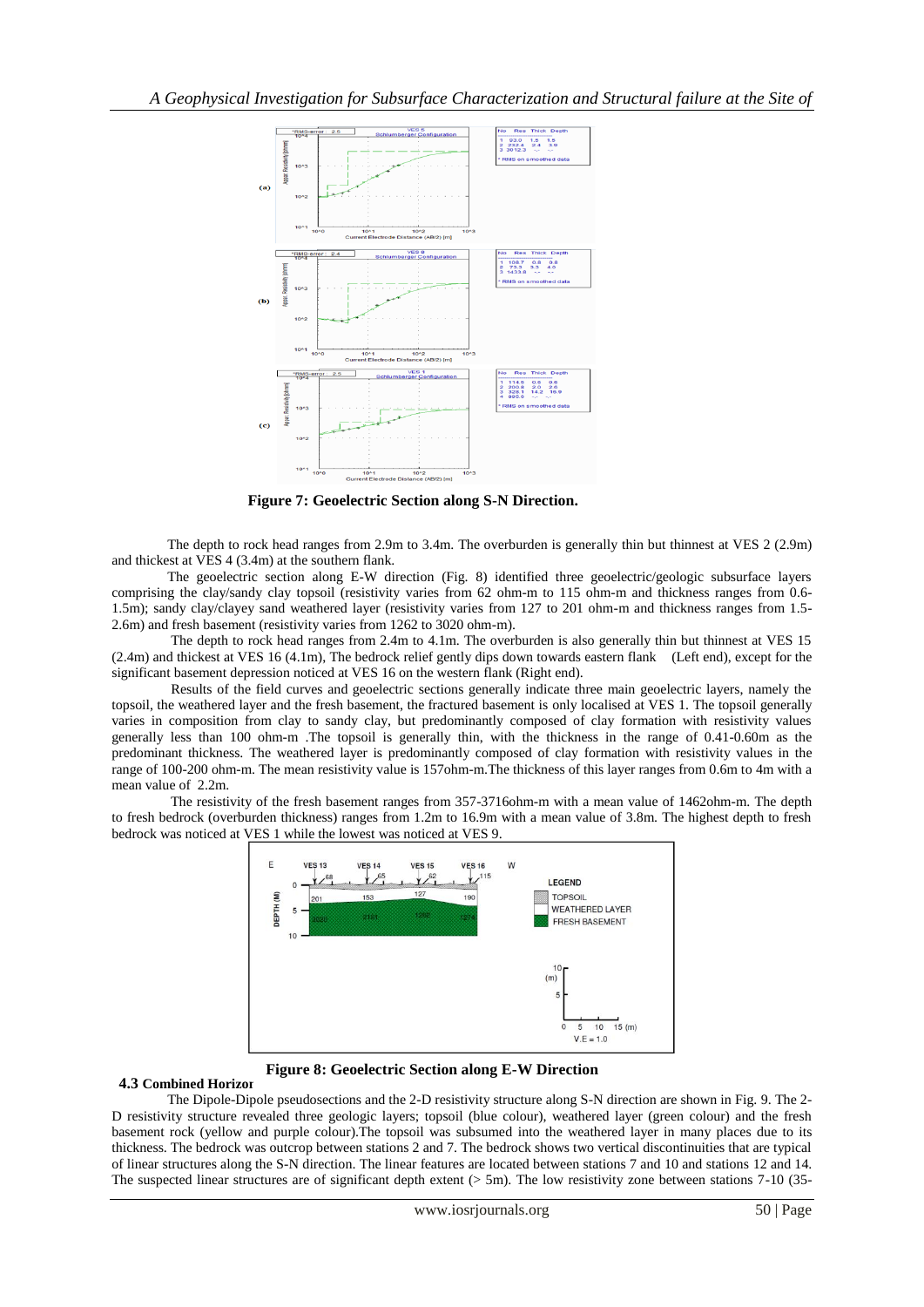**Figure 7: Geoelectric Section along S-N Direction.**

The depth to rock head ranges from 2.9m to 3.4m. The overburden is generally thin but thinnest at VES 2 (2.9m) and thickest at VES 4 (3.4m) at the southern flank.

The geoelectric section along E-W direction (Fig. 8) identified three geoelectric/geologic subsurface layers comprising the clay/sandy clay topsoil (resistivity varies from 62 ohm-m to 115 ohm-m and thickness ranges from 0.6-1.5m); sandy clay/clayey sand weathered layer (resistivity varies from 127 to 201 ohm-m and thickness ranges from 1.5-2.6m) and fresh basement (resistivity varies from 1262 to 3020 ohm-m).

The depth to rock head ranges from 2.4m to 4.1m. The overburden is also generally thin but thinnest at VES 15 (2.4m) and thickest at VES 16 (4.1m), The bedrock relief gently dips down towards eastern flank (Left end), except for the significant basement depression noticed at VES 16 on the western flank (Right end).

Results of the field curves and geoelectric sections generally indicate three main geoelectric layers, namely the topsoil, the weathered layer and the fresh basement, the fractured basement is only localised at VES 1. The topsoil generally varies in composition from clay to sandy clay, but predominantly composed of clay formation with resistivity values generally less than 100 ohm-m .The topsoil is generally thin, with the thickness in the range of 0.41-0.60m as the predominant thickness. The weathered layer is predominantly composed of clay formation with resistivity values in the range of 100-200 ohm-m. The mean resistivity value is 157ohm-m.The thickness of this layer ranges from 0.6m to 4m with a mean value of 2.2m.

The resistivity of the fresh basement ranges from 357-3716ohm-m with a mean value of 1462ohm-m. The depth to fresh bedrock (overburden thickness) ranges from 1.2m to 16.9m with a mean value of 3.8m. The highest depth to fresh bedrock was noticed at VES 1 while the lowest was noticed at VES 9.

**Figure 8: Geoelectric Section along E-W Direction**

### 4.3 Combined Horizor

The Dipole-Dipole pseudosections and the 2-D resistivity structure along S-N direction are shown in Fig. 9. The 2-D resistivity structure revealed three geologic layers; topsoil (blue colour), weathered layer (green colour) and the fresh basement rock (yellow and purple colour).The topsoil was subsumed into the weathered layer in many places due to its thickness. The bedrock was outcrop between stations 2 and 7. The bedrock shows two vertical discontinuities that are typical of linear structures along the S-N direction. The linear features are located between stations 7 and 10 and stations 12 and 14. The suspected linear structures are of significant depth extent (> 5m). The low resistivity zone between stations 7-10 (35-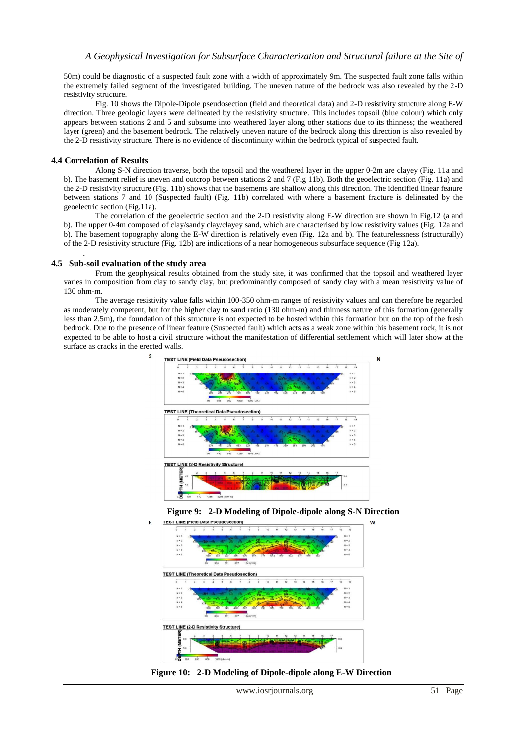50m) could be diagnostic of a suspected fault zone with a width of approximately 9m. The suspected fault zone falls within the extremely failed segment of the investigated building. The uneven nature of the bedrock was also revealed by the 2-D resistivity structure.

Fig. 10 shows the Dipole-Dipole pseudosection (field and theoretical data) and 2-D resistivity structure along E-W direction. Three geologic layers were delineated by the resistivity structure. This includes topsoil (blue colour) which only appears between stations 2 and 5 and subsume into weathered layer along other stations due to its thinness; the weathered layer (green) and the basement bedrock. The relatively uneven nature of the bedrock along this direction is also revealed by the 2-D resistivity structure. There is no evidence of discontinuity within the bedrock typical of suspected fault.

### 4.4 Correlation of Results

Along S-N direction traverse, both the topsoil and the weathered layer in the upper 0-2m are clayey (Fig. 11a and b). The basement relief is uneven and outcrop between stations 2 and 7 (Fig 11b). Both the geoelectric section (Fig. 11a) and the 2-D resistivity structure (Fig. 11b) shows that the basements are shallow along this direction. The identified linear feature between stations 7 and 10 (Suspected fault) (Fig. 11b) correlated with where a basement fracture is delineated by the geoelectric section (Fig.11a).

The correlation of the geoelectric section and the 2-D resistivity along E-W direction are shown in Fig.12 (a and b). The upper 0-4m composed of clay/sandy clay/clayey sand, which are characterised by low resistivity values (Fig. 12a and b). The basement topography along the E-W direction is relatively even (Fig. 12a and b). The featurelessness (structurally) of the 2-D resistivity structure (Fig. 12b) are indications of a near homogeneous subsurface sequence (Fig 12a).

### 4.5 Sub-soil evaluation of the study area

From the geophysical results obtained from the study site, it was confirmed that the topsoil and weathered layer varies in composition from clay to sandy clay, but predominantly composed of sandy clay with a mean resistivity value of 130 ohm-m.

The average resistivity value falls within 100-350 ohm-m ranges of resistivity values and can therefore be regarded as moderately competent, but for the higher clay to sand ratio (130 ohm-m) and thinness nature of this formation (generally less than 2.5m), the foundation of this structure is not expected to be hosted within this formation but on the top of the fresh bedrock. Due to the presence of linear feature (Suspected fault) which acts as a weak zone within this basement rock, it is not expected to be able to host a civil structure without the manifestation of differential settlement which will later show at the surface as cracks in the erected walls.

**Figure 9: 2-D Modeling of Dipole-dipole along S-N Direction**

**Figure 10: 2-D Modeling of Dipole-dipole along E-W Direction**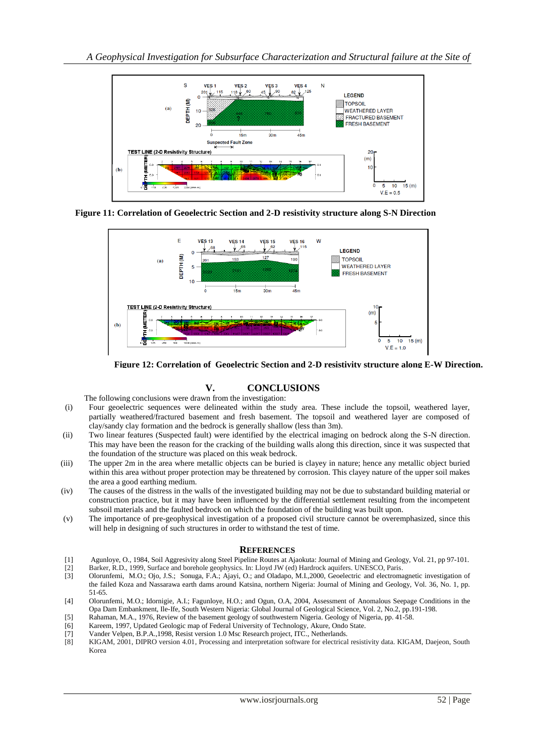S VES 1 VES 2 VES 3 VES 4 N

201 115 118 60 45 90 82 125

0

(a) DEPTH (M) 10

20

0 15m 30m 45m

Suspected Fault Zone

LEGEND
TOPSOIL
WEATHERED LAYER
FRACTURED BASEMENT
FRESH BASEMENT

TEST LINE (2-D Resistivity Structure)

(b) DEPTH (METER)

20 (m) 10

0 5 10 15 (m)
V.E = 0.5

**Figure 11: Correlation of Geoelectric Section and 2-D resistivity structure along S-N Direction**

E VES 13 VES 14 VES 15 VES 16 W

68 65 62 115

0

(a) DEPTH (M) 5

10

201 153 127 190

0 15m 30m 45m

LEGEND
TOPSOIL
WEATHERED LAYER
FRESH BASEMENT

TEST LINE (2-D Resistivity Structure)

(b) DEPTH (METER)

10 (m) 5

0 5 10 15 (m)
V.E = 1.0

**Figure 12: Correlation of Geoelectric Section and 2-D resistivity structure along E-W Direction.**

## V. CONCLUSIONS

The following conclusions were drawn from the investigation:

(i) Four geoelectric sequences were delineated within the study area. These include the topsoil, weathered layer, partially weathered/fractured basement and fresh basement. The topsoil and weathered layer are composed of clay/sandy clay formation and the bedrock is generally shallow (less than 3m).

(ii) Two linear features (Suspected fault) were identified by the electrical imaging on bedrock along the S-N direction. This may have been the reason for the cracking of the building walls along this direction, since it was suspected that the foundation of the structure was placed on this weak bedrock.

(iii) The upper 2m in the area where metallic objects can be buried is clayey in nature; hence any metallic object buried within this area without proper protection may be threatened by corrosion. This clayey nature of the upper soil makes the area a good earthing medium.

(iv) The causes of the distress in the walls of the investigated building may not be due to substandard building material or construction practice, but it may have been influenced by the differential settlement resulting from the incompetent subsoil materials and the faulted bedrock on which the foundation of the building was built upon.

(v) The importance of pre-geophysical investigation of a proposed civil structure cannot be overemphasized, since this will help in designing of such structures in order to withstand the test of time.

## REFERENCES

[1] Agunloye, O., 1984, Soil Aggresivity along Steel Pipeline Routes at Ajaokuta: Journal of Mining and Geology, Vol. 21, pp 97-101.

[2] Barker, R.D., 1999, Surface and borehole geophysics. In: Lloyd JW (ed) Hardrock aquifers. UNESCO, Paris.

[3] Olorunfemi, M.O.; Ojo, J.S.; Sonuga, F.A.; Ajayi, O.; and Oladapo, M.I.,2000, Geoelectric and electromagnetic investigation of the failed Koza and Nassarawa earth dams around Katsina, northern Nigeria: Journal of Mining and Geology, Vol. 36, No. 1, pp. 51-65.

[4] Olorunfemi, M.O.; Idornigie, A.I.; Fagunloye, H.O.; and Ogun, O.A, 2004, Assessment of Anomalous Seepage Conditions in the Opa Dam Embankment, Ile-Ife, South Western Nigeria: Global Journal of Geological Science, Vol. 2, No.2, pp.191-198.

[5] Rahaman, M.A., 1976, Review of the basement geology of southwestern Nigeria. Geology of Nigeria, pp. 41-58.

[6] Kareem, 1997, Updated Geologic map of Federal University of Technology, Akure, Ondo State.

[7] Vander Velpen, B.P.A.,1998, Resist version 1.0 Msc Research project, ITC., Netherlands.

[8] KIGAM, 2001, DIPRO version 4.01, Processing and interpretation software for electrical resistivity data. KIGAM, Daejeon, South Korea